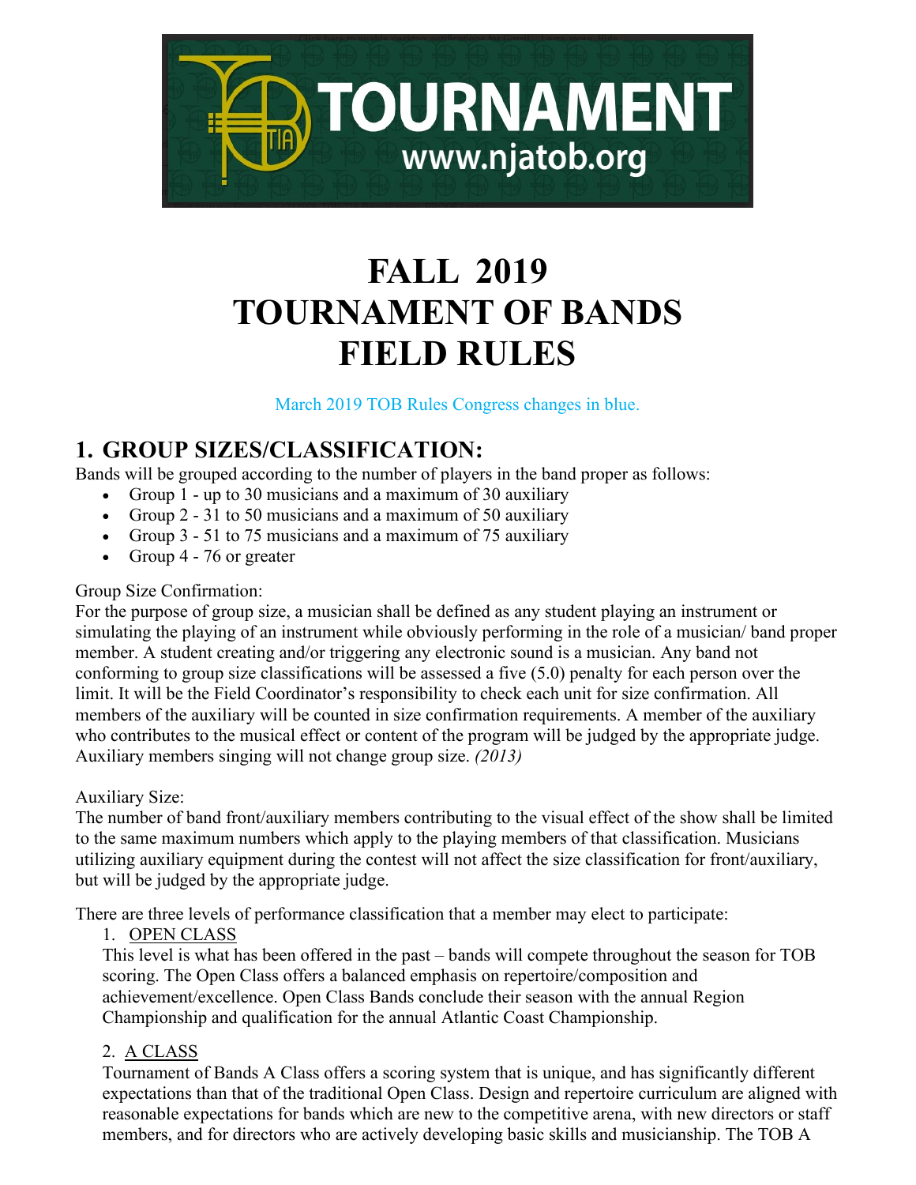# FALL 2019
# TOURNAMENT OF BANDS
# FIELD RULES

March 2019 TOB Rules Congress changes in blue.

## 1. GROUP SIZES/CLASSIFICATION:

Bands will be grouped according to the number of players in the band proper as follows:

- Group 1 - up to 30 musicians and a maximum of 30 auxiliary
- Group 2 - 31 to 50 musicians and a maximum of 50 auxiliary
- Group 3 - 51 to 75 musicians and a maximum of 75 auxiliary
- Group 4 - 76 or greater

Group Size Confirmation:

For the purpose of group size, a musician shall be defined as any student playing an instrument or simulating the playing of an instrument while obviously performing in the role of a musician/ band proper member. A student creating and/or triggering any electronic sound is a musician. Any band not conforming to group size classifications will be assessed a five (5.0) penalty for each person over the limit. It will be the Field Coordinator's responsibility to check each unit for size confirmation. All members of the auxiliary will be counted in size confirmation requirements. A member of the auxiliary who contributes to the musical effect or content of the program will be judged by the appropriate judge. Auxiliary members singing will not change group size. *(2013)*

Auxiliary Size:

The number of band front/auxiliary members contributing to the visual effect of the show shall be limited to the same maximum numbers which apply to the playing members of that classification. Musicians utilizing auxiliary equipment during the contest will not affect the size classification for front/auxiliary, but will be judged by the appropriate judge.

There are three levels of performance classification that a member may elect to participate:

1. OPEN CLASS

   This level is what has been offered in the past – bands will compete throughout the season for TOB scoring. The Open Class offers a balanced emphasis on repertoire/composition and achievement/excellence. Open Class Bands conclude their season with the annual Region Championship and qualification for the annual Atlantic Coast Championship.

2. A CLASS

   Tournament of Bands A Class offers a scoring system that is unique, and has significantly different expectations than that of the traditional Open Class. Design and repertoire curriculum are aligned with reasonable expectations for bands which are new to the competitive arena, with new directors or staff members, and for directors who are actively developing basic skills and musicianship. The TOB A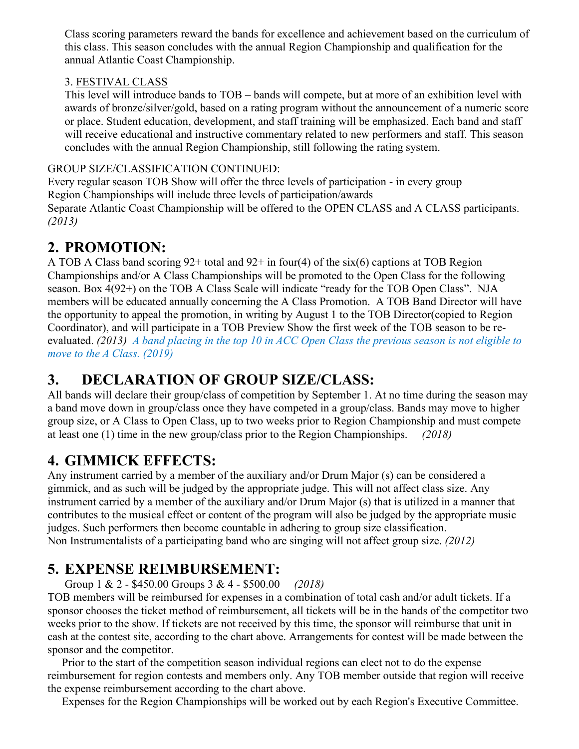Class scoring parameters reward the bands for excellence and achievement based on the curriculum of this class. This season concludes with the annual Region Championship and qualification for the annual Atlantic Coast Championship.

3. FESTIVAL CLASS

This level will introduce bands to TOB – bands will compete, but at more of an exhibition level with awards of bronze/silver/gold, based on a rating program without the announcement of a numeric score or place. Student education, development, and staff training will be emphasized. Each band and staff will receive educational and instructive commentary related to new performers and staff. This season concludes with the annual Region Championship, still following the rating system.

GROUP SIZE/CLASSIFICATION CONTINUED:
Every regular season TOB Show will offer the three levels of participation - in every group
Region Championships will include three levels of participation/awards
Separate Atlantic Coast Championship will be offered to the OPEN CLASS and A CLASS participants. *(2013)*

## 2. PROMOTION:

A TOB A Class band scoring 92+ total and 92+ in four(4) of the six(6) captions at TOB Region Championships and/or A Class Championships will be promoted to the Open Class for the following season. Box 4(92+) on the TOB A Class Scale will indicate "ready for the TOB Open Class". NJA members will be educated annually concerning the A Class Promotion. A TOB Band Director will have the opportunity to appeal the promotion, in writing by August 1 to the TOB Director(copied to Region Coordinator), and will participate in a TOB Preview Show the first week of the TOB season to be re-evaluated. *(2013) A band placing in the top 10 in ACC Open Class the previous season is not eligible to move to the A Class. (2019)*

## 3. DECLARATION OF GROUP SIZE/CLASS:

All bands will declare their group/class of competition by September 1. At no time during the season may a band move down in group/class once they have competed in a group/class. Bands may move to higher group size, or A Class to Open Class, up to two weeks prior to Region Championship and must compete at least one (1) time in the new group/class prior to the Region Championships. *(2018)*

## 4. GIMMICK EFFECTS:

Any instrument carried by a member of the auxiliary and/or Drum Major (s) can be considered a gimmick, and as such will be judged by the appropriate judge. This will not affect class size. Any instrument carried by a member of the auxiliary and/or Drum Major (s) that is utilized in a manner that contributes to the musical effect or content of the program will also be judged by the appropriate music judges. Such performers then become countable in adhering to group size classification.
Non Instrumentalists of a participating band who are singing will not affect group size. *(2012)*

## 5. EXPENSE REIMBURSEMENT:

Group 1 & 2 - $450.00 Groups 3 & 4 - $500.00 *(2018)*

TOB members will be reimbursed for expenses in a combination of total cash and/or adult tickets. If a sponsor chooses the ticket method of reimbursement, all tickets will be in the hands of the competitor two weeks prior to the show. If tickets are not received by this time, the sponsor will reimburse that unit in cash at the contest site, according to the chart above. Arrangements for contest will be made between the sponsor and the competitor.

Prior to the start of the competition season individual regions can elect not to do the expense reimbursement for region contests and members only. Any TOB member outside that region will receive the expense reimbursement according to the chart above.

Expenses for the Region Championships will be worked out by each Region's Executive Committee.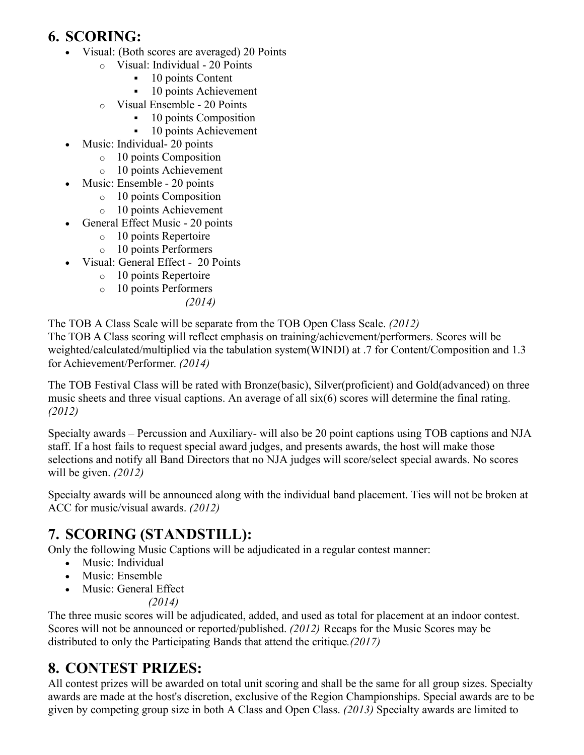## 6. SCORING:

- Visual: (Both scores are averaged) 20 Points
  - Visual: Individual - 20 Points
    - 10 points Content
    - 10 points Achievement
  - Visual Ensemble - 20 Points
    - 10 points Composition
    - 10 points Achievement
- Music: Individual- 20 points
  - 10 points Composition
  - 10 points Achievement
- Music: Ensemble - 20 points
  - 10 points Composition
  - 10 points Achievement
- General Effect Music - 20 points
  - 10 points Repertoire
  - 10 points Performers
- Visual: General Effect - 20 Points
  - 10 points Repertoire
  - 10 points Performers

*(2014)*

The TOB A Class Scale will be separate from the TOB Open Class Scale. *(2012)*
The TOB A Class scoring will reflect emphasis on training/achievement/performers. Scores will be weighted/calculated/multiplied via the tabulation system(WINDI) at .7 for Content/Composition and 1.3 for Achievement/Performer. *(2014)*

The TOB Festival Class will be rated with Bronze(basic), Silver(proficient) and Gold(advanced) on three music sheets and three visual captions. An average of all six(6) scores will determine the final rating. *(2012)*

Specialty awards – Percussion and Auxiliary- will also be 20 point captions using TOB captions and NJA staff. If a host fails to request special award judges, and presents awards, the host will make those selections and notify all Band Directors that no NJA judges will score/select special awards. No scores will be given. *(2012)*

Specialty awards will be announced along with the individual band placement. Ties will not be broken at ACC for music/visual awards. *(2012)*

## 7. SCORING (STANDSTILL):

Only the following Music Captions will be adjudicated in a regular contest manner:

- Music: Individual
- Music: Ensemble
- Music: General Effect

*(2014)*

The three music scores will be adjudicated, added, and used as total for placement at an indoor contest. Scores will not be announced or reported/published. *(2012)* Recaps for the Music Scores may be distributed to only the Participating Bands that attend the critique.*(2017)*

## 8. CONTEST PRIZES:

All contest prizes will be awarded on total unit scoring and shall be the same for all group sizes. Specialty awards are made at the host's discretion, exclusive of the Region Championships. Special awards are to be given by competing group size in both A Class and Open Class. *(2013)* Specialty awards are limited to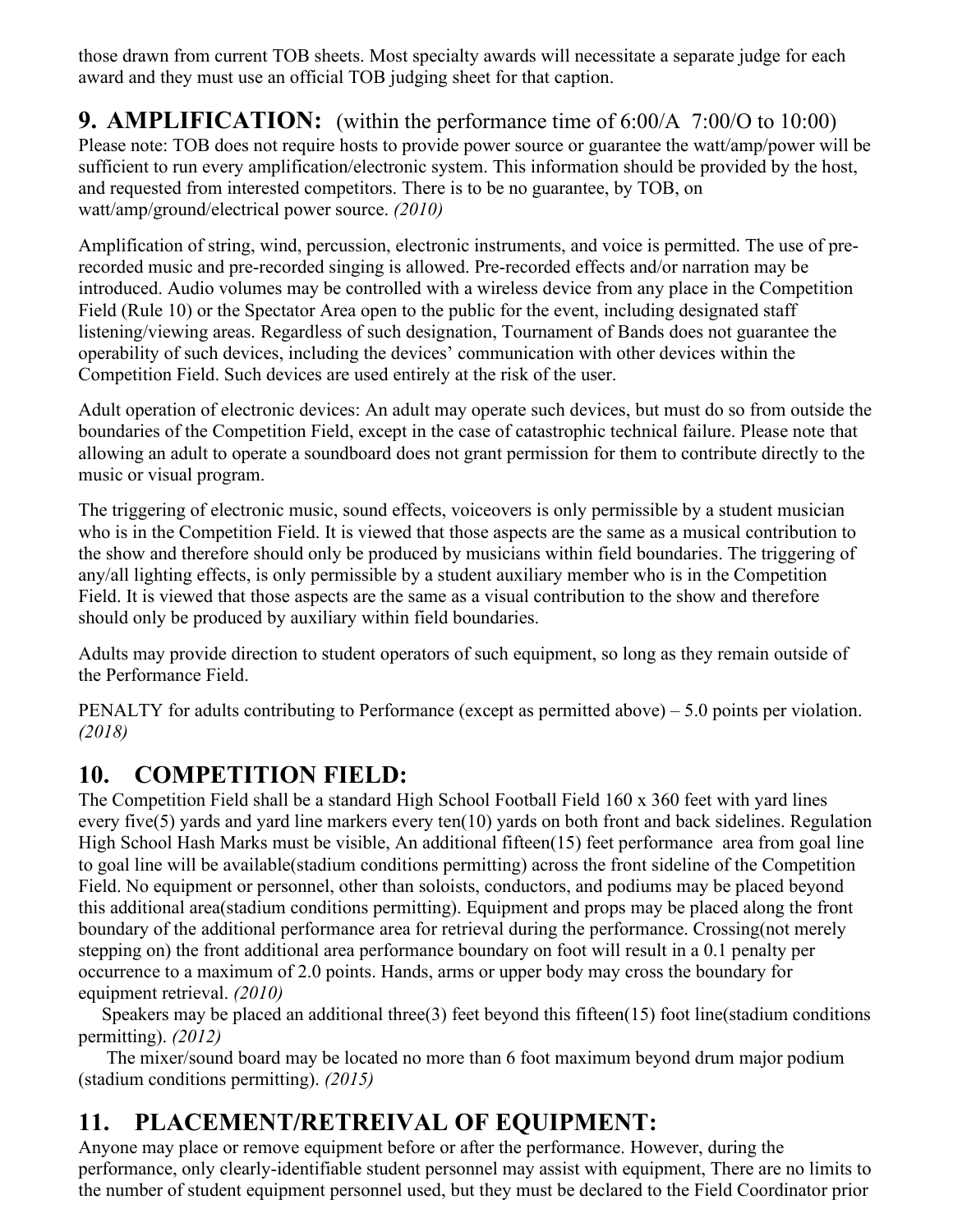those drawn from current TOB sheets. Most specialty awards will necessitate a separate judge for each award and they must use an official TOB judging sheet for that caption.

## 9. AMPLIFICATION: (within the performance time of 6:00/A 7:00/O to 10:00)

Please note: TOB does not require hosts to provide power source or guarantee the watt/amp/power will be sufficient to run every amplification/electronic system. This information should be provided by the host, and requested from interested competitors. There is to be no guarantee, by TOB, on watt/amp/ground/electrical power source. *(2010)*

Amplification of string, wind, percussion, electronic instruments, and voice is permitted. The use of pre-recorded music and pre-recorded singing is allowed. Pre-recorded effects and/or narration may be introduced. Audio volumes may be controlled with a wireless device from any place in the Competition Field (Rule 10) or the Spectator Area open to the public for the event, including designated staff listening/viewing areas. Regardless of such designation, Tournament of Bands does not guarantee the operability of such devices, including the devices' communication with other devices within the Competition Field. Such devices are used entirely at the risk of the user.

Adult operation of electronic devices: An adult may operate such devices, but must do so from outside the boundaries of the Competition Field, except in the case of catastrophic technical failure. Please note that allowing an adult to operate a soundboard does not grant permission for them to contribute directly to the music or visual program.

The triggering of electronic music, sound effects, voiceovers is only permissible by a student musician who is in the Competition Field. It is viewed that those aspects are the same as a musical contribution to the show and therefore should only be produced by musicians within field boundaries. The triggering of any/all lighting effects, is only permissible by a student auxiliary member who is in the Competition Field. It is viewed that those aspects are the same as a visual contribution to the show and therefore should only be produced by auxiliary within field boundaries.

Adults may provide direction to student operators of such equipment, so long as they remain outside of the Performance Field.

PENALTY for adults contributing to Performance (except as permitted above) – 5.0 points per violation. *(2018)*

## 10. COMPETITION FIELD:

The Competition Field shall be a standard High School Football Field 160 x 360 feet with yard lines every five(5) yards and yard line markers every ten(10) yards on both front and back sidelines. Regulation High School Hash Marks must be visible, An additional fifteen(15) feet performance area from goal line to goal line will be available(stadium conditions permitting) across the front sideline of the Competition Field. No equipment or personnel, other than soloists, conductors, and podiums may be placed beyond this additional area(stadium conditions permitting). Equipment and props may be placed along the front boundary of the additional performance area for retrieval during the performance. Crossing(not merely stepping on) the front additional area performance boundary on foot will result in a 0.1 penalty per occurrence to a maximum of 2.0 points. Hands, arms or upper body may cross the boundary for equipment retrieval. *(2010)*

Speakers may be placed an additional three(3) feet beyond this fifteen(15) foot line(stadium conditions permitting). *(2012)*

The mixer/sound board may be located no more than 6 foot maximum beyond drum major podium (stadium conditions permitting). *(2015)*

## 11. PLACEMENT/RETREIVAL OF EQUIPMENT:

Anyone may place or remove equipment before or after the performance. However, during the performance, only clearly-identifiable student personnel may assist with equipment, There are no limits to the number of student equipment personnel used, but they must be declared to the Field Coordinator prior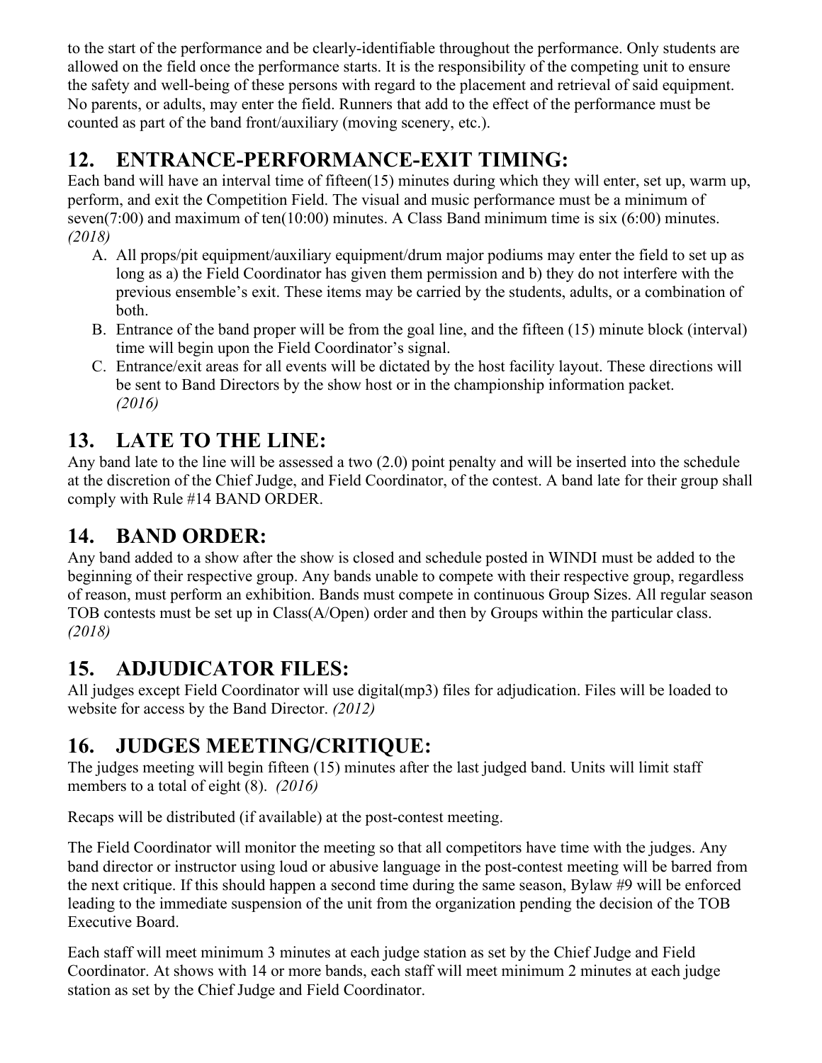to the start of the performance and be clearly-identifiable throughout the performance. Only students are allowed on the field once the performance starts. It is the responsibility of the competing unit to ensure the safety and well-being of these persons with regard to the placement and retrieval of said equipment. No parents, or adults, may enter the field. Runners that add to the effect of the performance must be counted as part of the band front/auxiliary (moving scenery, etc.).

## 12. ENTRANCE-PERFORMANCE-EXIT TIMING:

Each band will have an interval time of fifteen(15) minutes during which they will enter, set up, warm up, perform, and exit the Competition Field. The visual and music performance must be a minimum of seven(7:00) and maximum of ten(10:00) minutes. A Class Band minimum time is six (6:00) minutes. *(2018)*

A. All props/pit equipment/auxiliary equipment/drum major podiums may enter the field to set up as long as a) the Field Coordinator has given them permission and b) they do not interfere with the previous ensemble's exit. These items may be carried by the students, adults, or a combination of both.
B. Entrance of the band proper will be from the goal line, and the fifteen (15) minute block (interval) time will begin upon the Field Coordinator's signal.
C. Entrance/exit areas for all events will be dictated by the host facility layout. These directions will be sent to Band Directors by the show host or in the championship information packet. *(2016)*

## 13. LATE TO THE LINE:

Any band late to the line will be assessed a two (2.0) point penalty and will be inserted into the schedule at the discretion of the Chief Judge, and Field Coordinator, of the contest. A band late for their group shall comply with Rule #14 BAND ORDER.

## 14. BAND ORDER:

Any band added to a show after the show is closed and schedule posted in WINDI must be added to the beginning of their respective group. Any bands unable to compete with their respective group, regardless of reason, must perform an exhibition. Bands must compete in continuous Group Sizes. All regular season TOB contests must be set up in Class(A/Open) order and then by Groups within the particular class. *(2018)*

## 15. ADJUDICATOR FILES:

All judges except Field Coordinator will use digital(mp3) files for adjudication. Files will be loaded to website for access by the Band Director. *(2012)*

## 16. JUDGES MEETING/CRITIQUE:

The judges meeting will begin fifteen (15) minutes after the last judged band. Units will limit staff members to a total of eight (8). *(2016)*

Recaps will be distributed (if available) at the post-contest meeting.

The Field Coordinator will monitor the meeting so that all competitors have time with the judges. Any band director or instructor using loud or abusive language in the post-contest meeting will be barred from the next critique. If this should happen a second time during the same season, Bylaw #9 will be enforced leading to the immediate suspension of the unit from the organization pending the decision of the TOB Executive Board.

Each staff will meet minimum 3 minutes at each judge station as set by the Chief Judge and Field Coordinator. At shows with 14 or more bands, each staff will meet minimum 2 minutes at each judge station as set by the Chief Judge and Field Coordinator.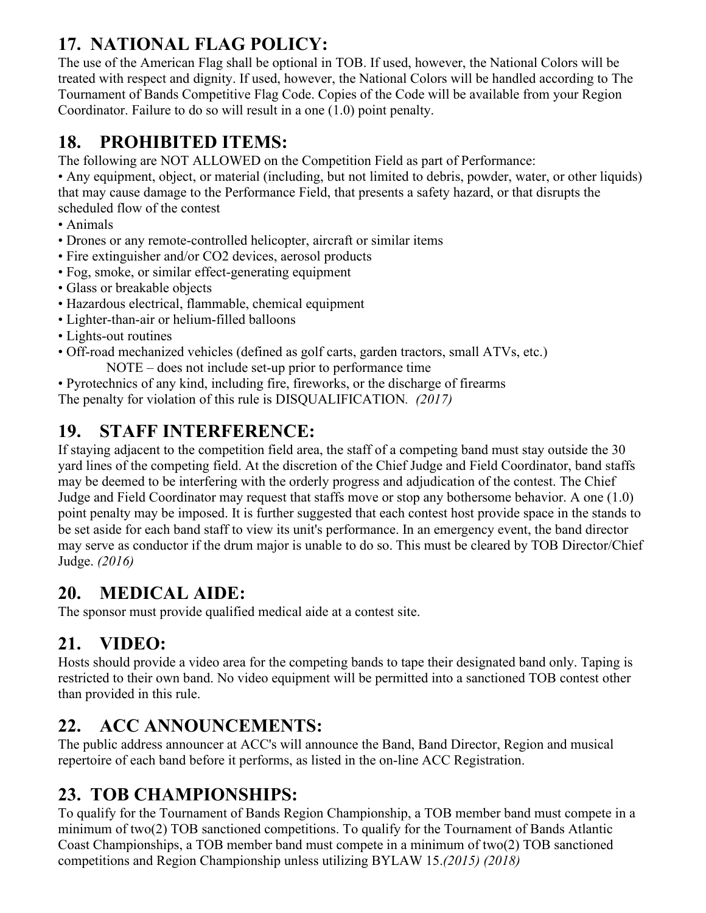## 17. NATIONAL FLAG POLICY:

The use of the American Flag shall be optional in TOB. If used, however, the National Colors will be treated with respect and dignity. If used, however, the National Colors will be handled according to The Tournament of Bands Competitive Flag Code. Copies of the Code will be available from your Region Coordinator. Failure to do so will result in a one (1.0) point penalty.

## 18. PROHIBITED ITEMS:

The following are NOT ALLOWED on the Competition Field as part of Performance:

- Any equipment, object, or material (including, but not limited to debris, powder, water, or other liquids) that may cause damage to the Performance Field, that presents a safety hazard, or that disrupts the scheduled flow of the contest
- Animals
- Drones or any remote-controlled helicopter, aircraft or similar items
- Fire extinguisher and/or CO2 devices, aerosol products
- Fog, smoke, or similar effect-generating equipment
- Glass or breakable objects
- Hazardous electrical, flammable, chemical equipment
- Lighter-than-air or helium-filled balloons
- Lights-out routines
- Off-road mechanized vehicles (defined as golf carts, garden tractors, small ATVs, etc.)
  NOTE – does not include set-up prior to performance time
- Pyrotechnics of any kind, including fire, fireworks, or the discharge of firearms

The penalty for violation of this rule is DISQUALIFICATION. *(2017)*

## 19. STAFF INTERFERENCE:

If staying adjacent to the competition field area, the staff of a competing band must stay outside the 30 yard lines of the competing field. At the discretion of the Chief Judge and Field Coordinator, band staffs may be deemed to be interfering with the orderly progress and adjudication of the contest. The Chief Judge and Field Coordinator may request that staffs move or stop any bothersome behavior. A one (1.0) point penalty may be imposed. It is further suggested that each contest host provide space in the stands to be set aside for each band staff to view its unit's performance. In an emergency event, the band director may serve as conductor if the drum major is unable to do so. This must be cleared by TOB Director/Chief Judge. *(2016)*

## 20. MEDICAL AIDE:

The sponsor must provide qualified medical aide at a contest site.

## 21. VIDEO:

Hosts should provide a video area for the competing bands to tape their designated band only. Taping is restricted to their own band. No video equipment will be permitted into a sanctioned TOB contest other than provided in this rule.

## 22. ACC ANNOUNCEMENTS:

The public address announcer at ACC's will announce the Band, Band Director, Region and musical repertoire of each band before it performs, as listed in the on-line ACC Registration.

## 23. TOB CHAMPIONSHIPS:

To qualify for the Tournament of Bands Region Championship, a TOB member band must compete in a minimum of two(2) TOB sanctioned competitions. To qualify for the Tournament of Bands Atlantic Coast Championships, a TOB member band must compete in a minimum of two(2) TOB sanctioned competitions and Region Championship unless utilizing BYLAW 15.*(2015) (2018)*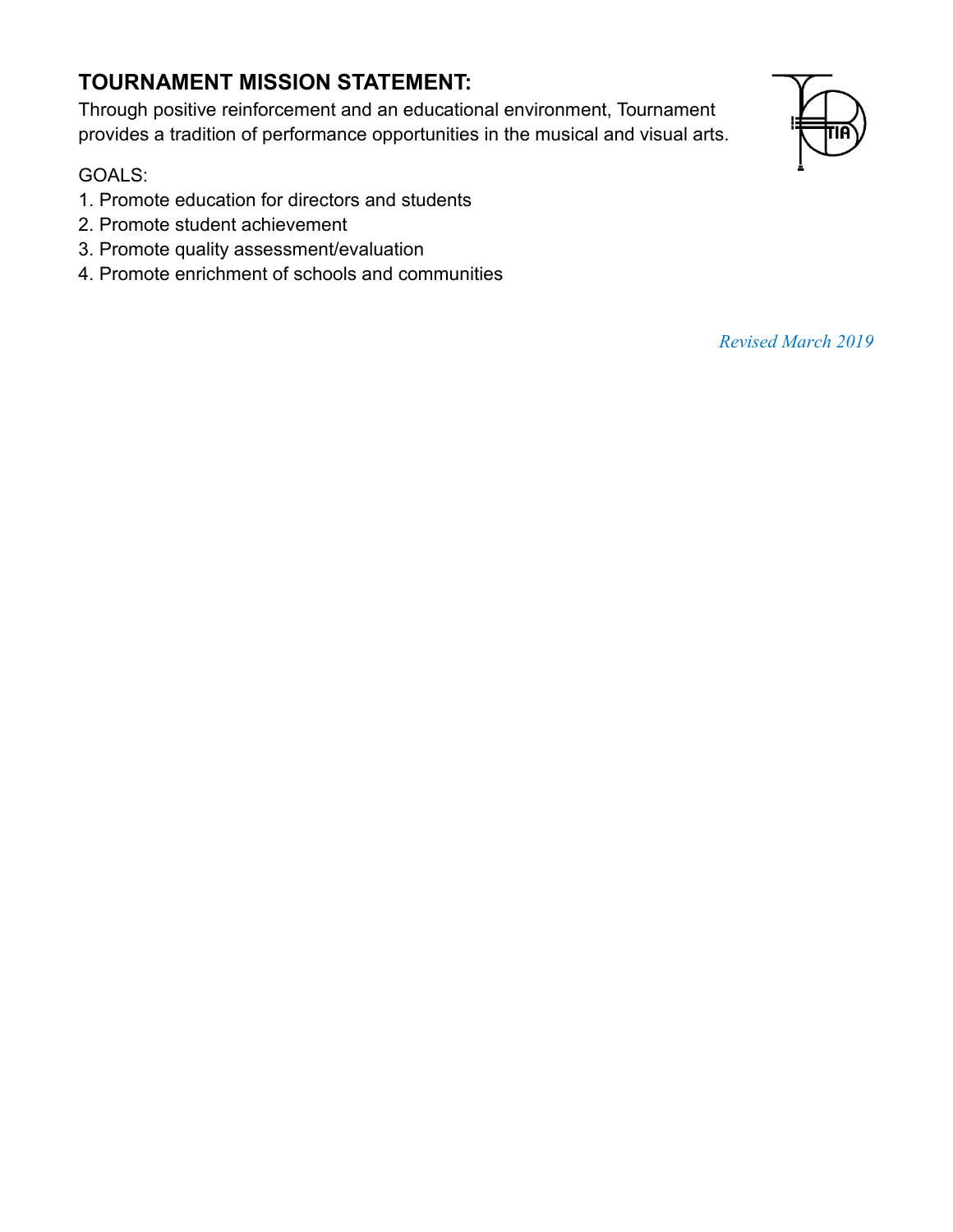## TOURNAMENT MISSION STATEMENT:

Through positive reinforcement and an educational environment, Tournament provides a tradition of performance opportunities in the musical and visual arts.

GOALS:

1. Promote education for directors and students
2. Promote student achievement
3. Promote quality assessment/evaluation
4. Promote enrichment of schools and communities

*Revised March 2019*